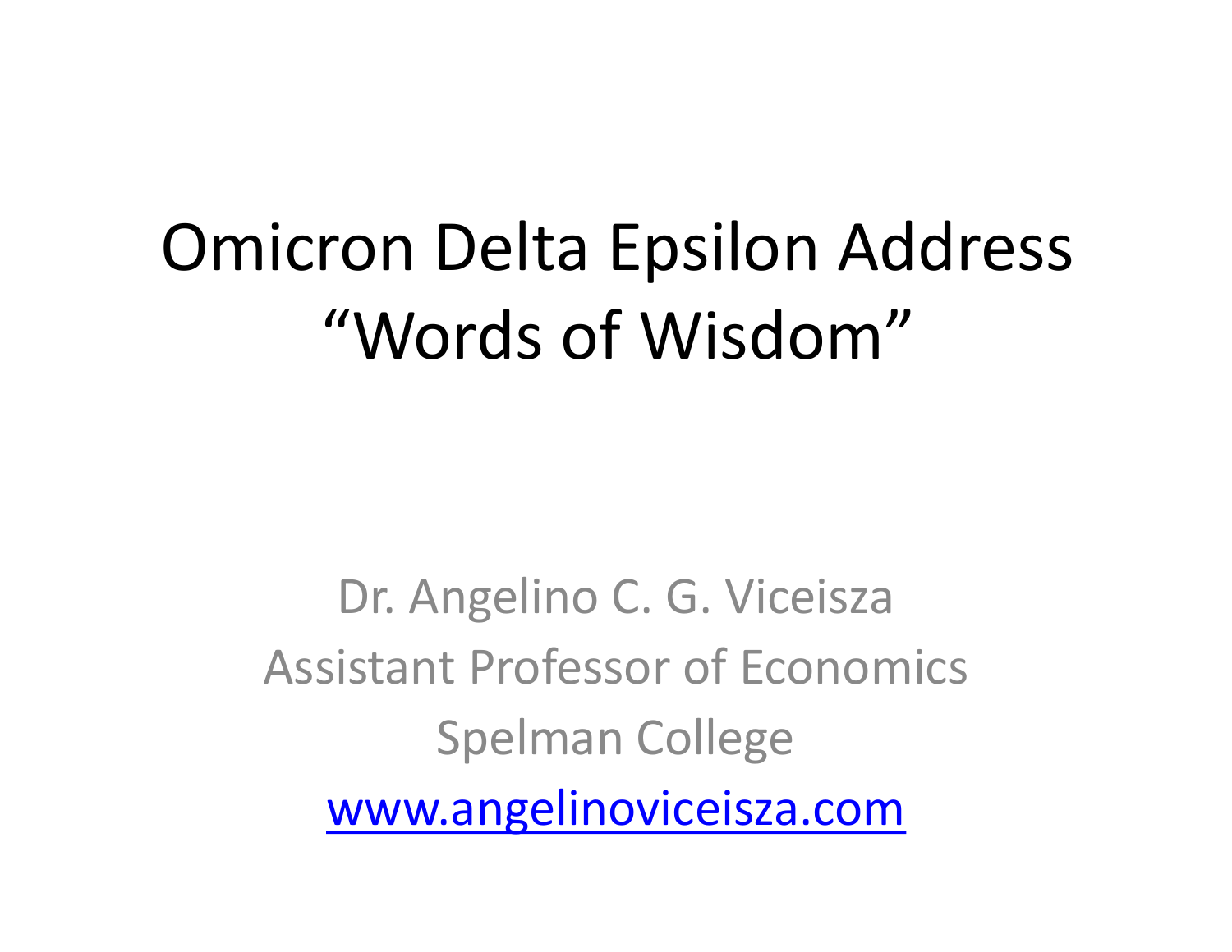# Omicron Delta Epsilon Address "Words of Wisdom"

Dr. Angelino C. G. Viceisza

Assistant Professor of Economics

Spelman College

www.angelinoviceisza.com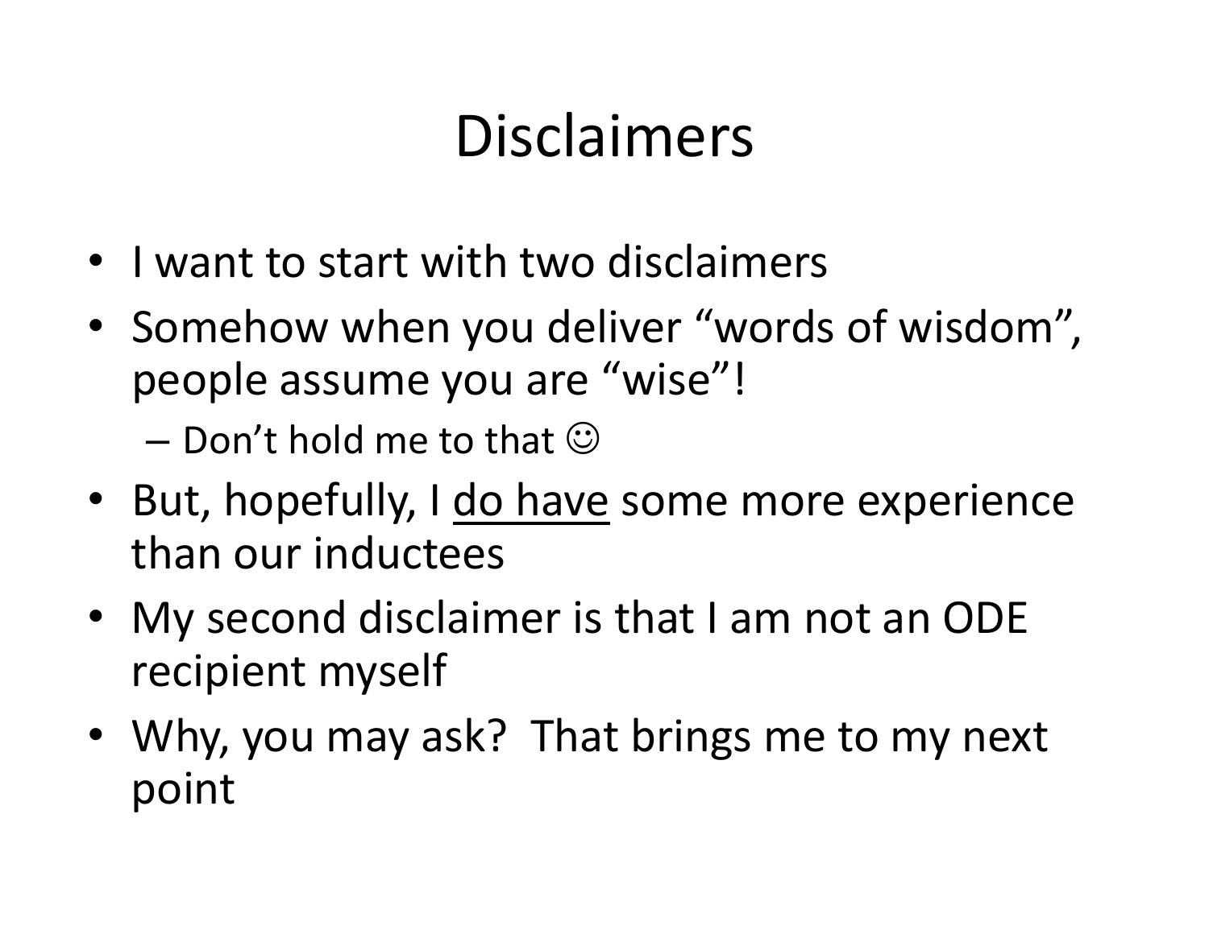# Disclaimers

- I want to start with two disclaimers
- Somehow when you deliver "words of wisdom", people assume you are "wise"!
  - Don't hold me to that ☺
- But, hopefully, I <u>do have</u> some more experience than our inductees
- My second disclaimer is that I am not an ODE recipient myself
- Why, you may ask? That brings me to my next point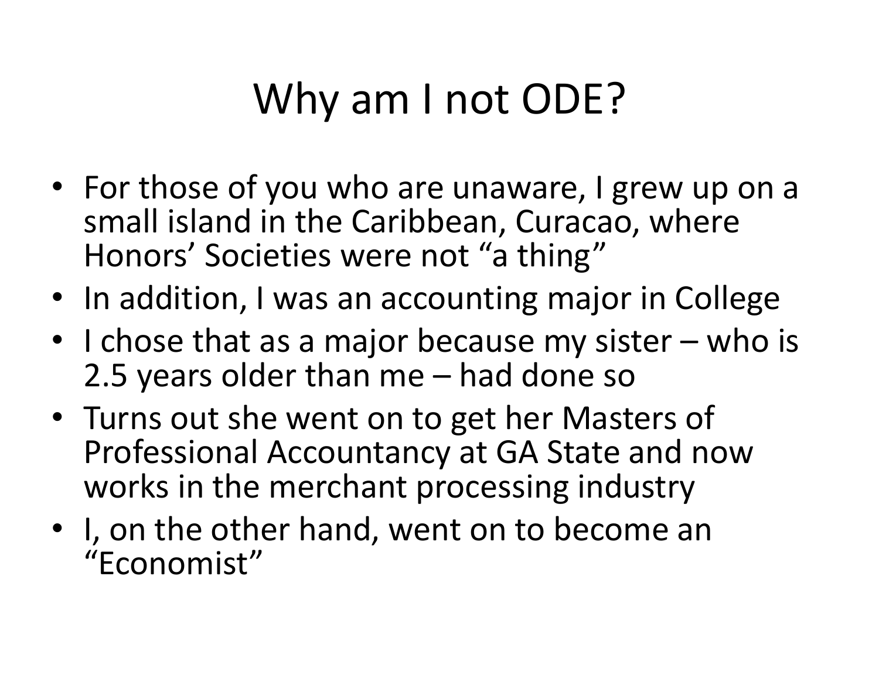# Why am I not ODE?

- For those of you who are unaware, I grew up on a small island in the Caribbean, Curacao, where Honors' Societies were not "a thing"
- In addition, I was an accounting major in College
- I chose that as a major because my sister – who is 2.5 years older than me – had done so
- Turns out she went on to get her Masters of Professional Accountancy at GA State and now works in the merchant processing industry
- I, on the other hand, went on to become an "Economist"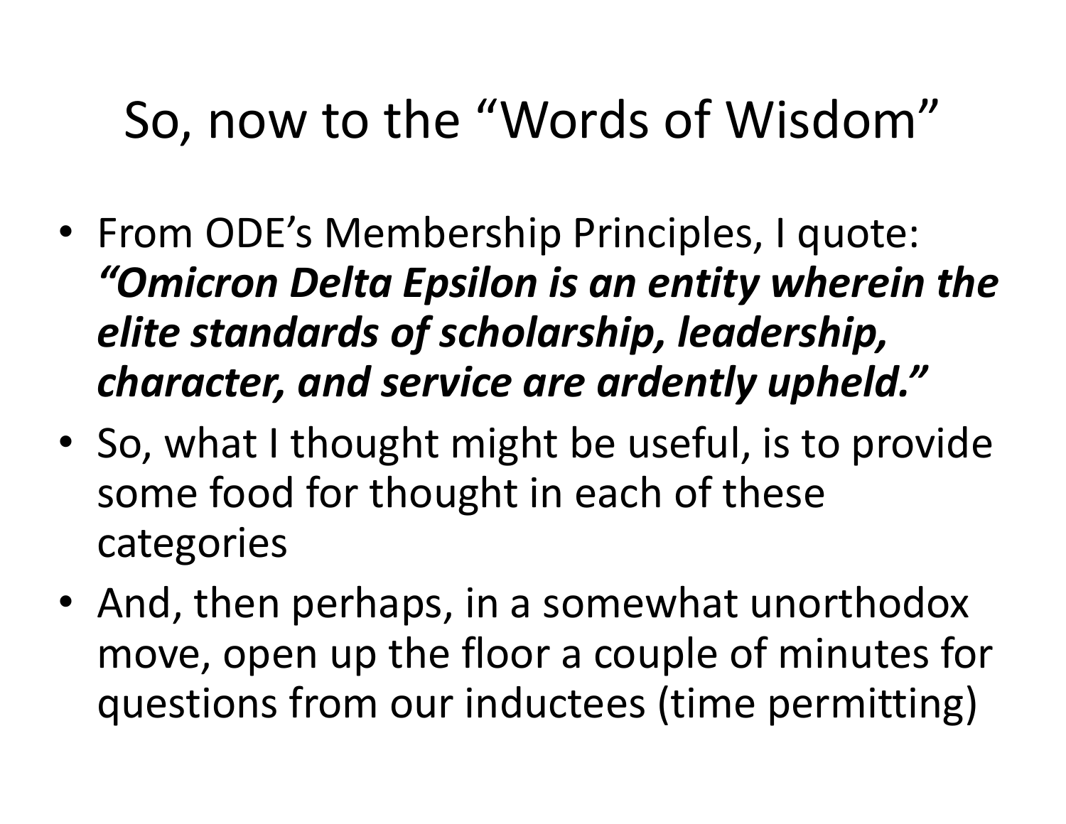# So, now to the "Words of Wisdom"

- From ODE's Membership Principles, I quote: ***"Omicron Delta Epsilon is an entity wherein the elite standards of scholarship, leadership, character, and service are ardently upheld."***
- So, what I thought might be useful, is to provide some food for thought in each of these categories
- And, then perhaps, in a somewhat unorthodox move, open up the floor a couple of minutes for questions from our inductees (time permitting)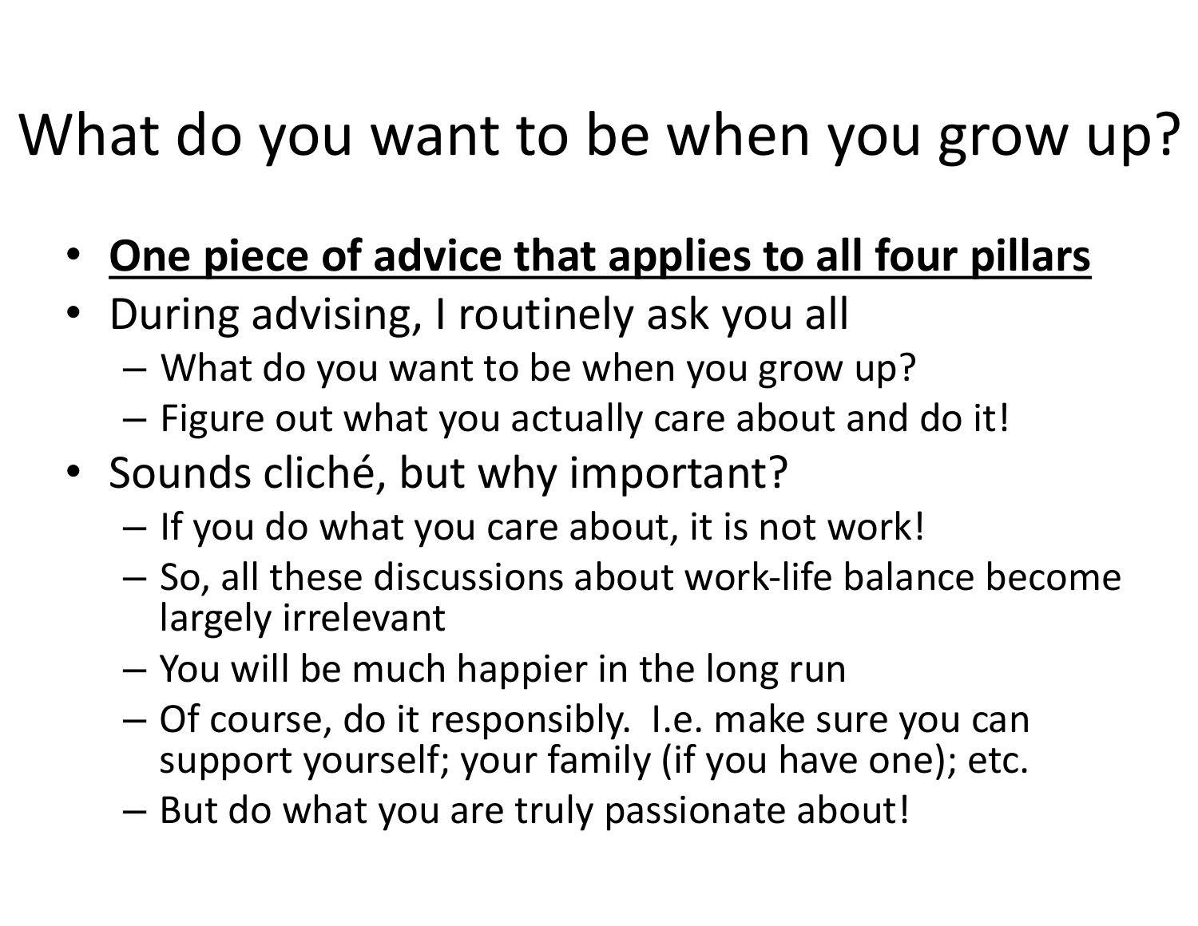# What do you want to be when you grow up?

- **One piece of advice that applies to all four pillars**
- During advising, I routinely ask you all
  - What do you want to be when you grow up?
  - Figure out what you actually care about and do it!
- Sounds cliché, but why important?
  - If you do what you care about, it is not work!
  - So, all these discussions about work-life balance become largely irrelevant
  - You will be much happier in the long run
  - Of course, do it responsibly. I.e. make sure you can support yourself; your family (if you have one); etc.
  - But do what you are truly passionate about!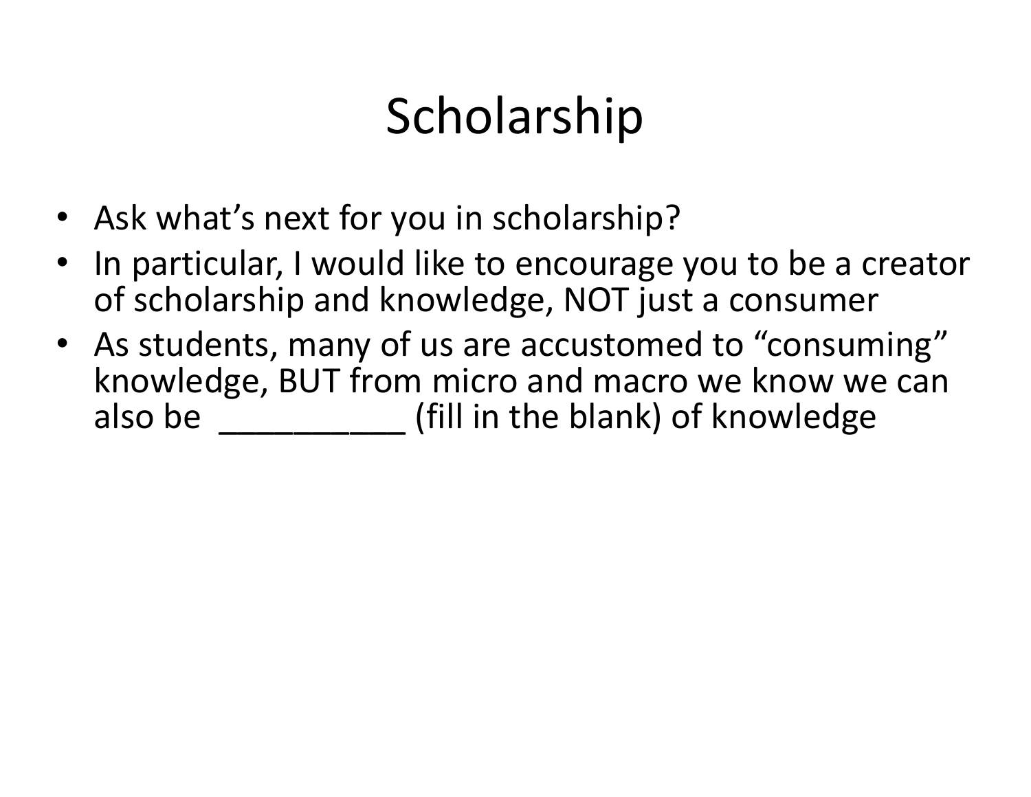# Scholarship

- Ask what's next for you in scholarship?
- In particular, I would like to encourage you to be a creator of scholarship and knowledge, NOT just a consumer
- As students, many of us are accustomed to "consuming" knowledge, BUT from micro and macro we know we can also be ___________ (fill in the blank) of knowledge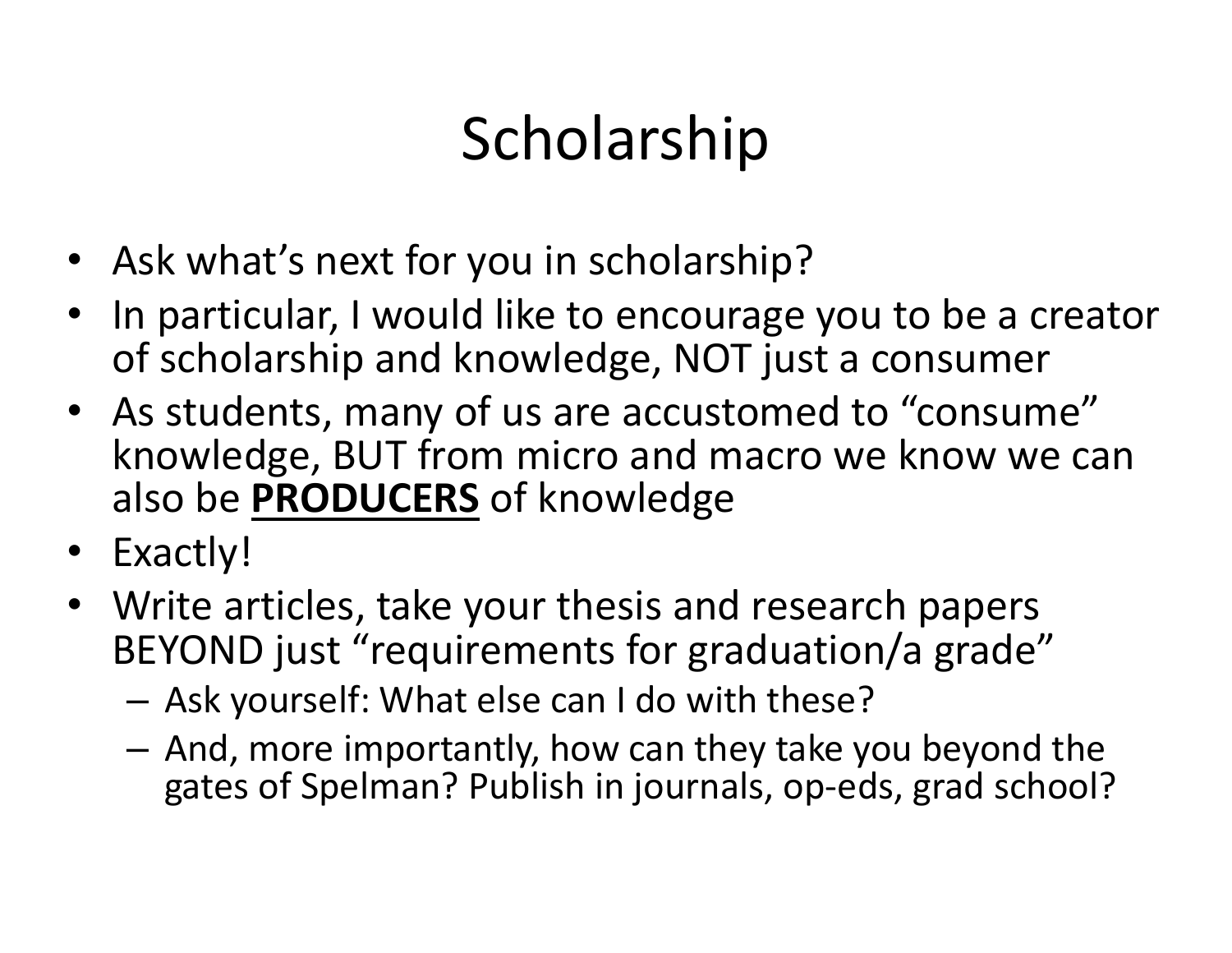# Scholarship

- Ask what's next for you in scholarship?
- In particular, I would like to encourage you to be a creator of scholarship and knowledge, NOT just a consumer
- As students, many of us are accustomed to "consume" knowledge, BUT from micro and macro we know we can also be <u>**PRODUCERS**</u> of knowledge
- Exactly!
- Write articles, take your thesis and research papers BEYOND just "requirements for graduation/a grade"
  - Ask yourself: What else can I do with these?
  - And, more importantly, how can they take you beyond the gates of Spelman? Publish in journals, op-eds, grad school?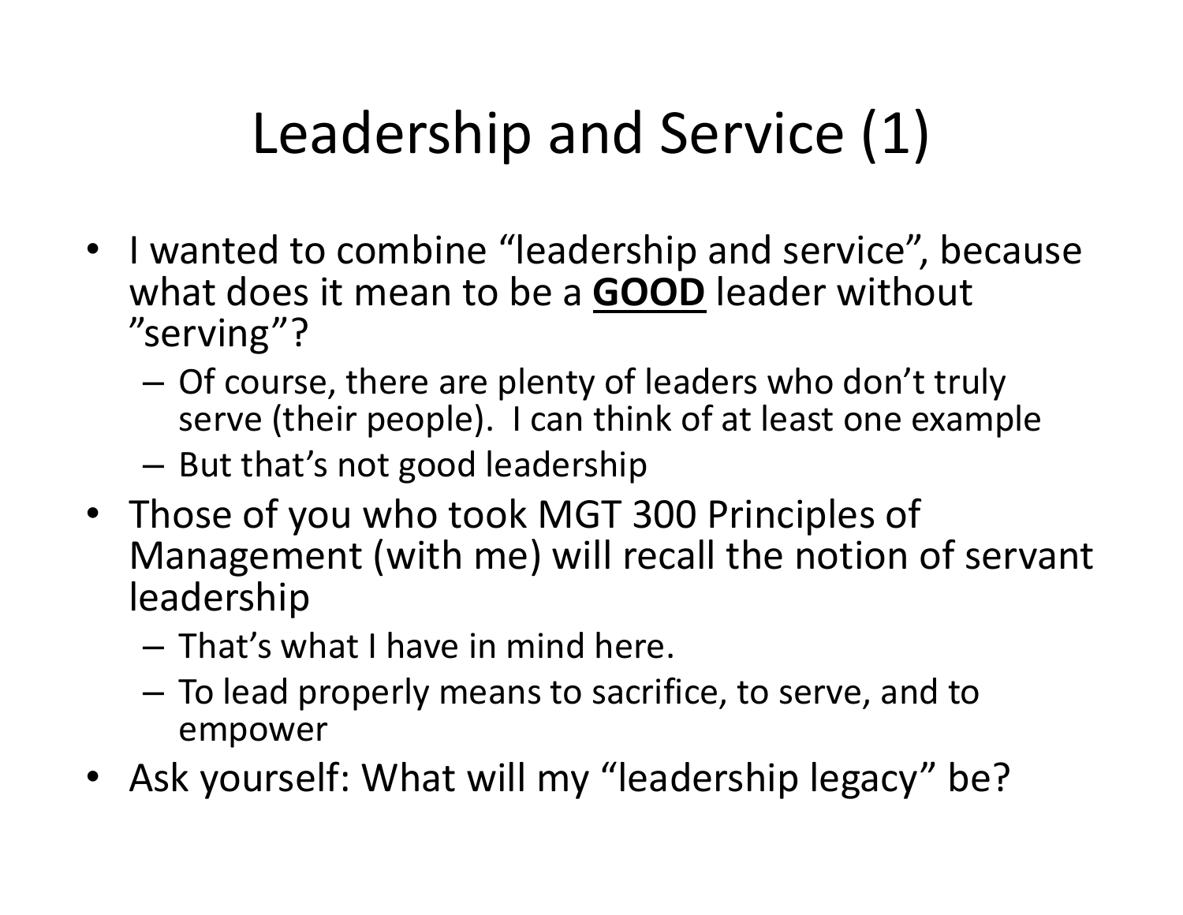# Leadership and Service (1)

- I wanted to combine “leadership and service”, because what does it mean to be a **GOOD** leader without ”serving”?
  - Of course, there are plenty of leaders who don’t truly serve (their people). I can think of at least one example
  - But that’s not good leadership
- Those of you who took MGT 300 Principles of Management (with me) will recall the notion of servant leadership
  - That’s what I have in mind here.
  - To lead properly means to sacrifice, to serve, and to empower
- Ask yourself: What will my “leadership legacy” be?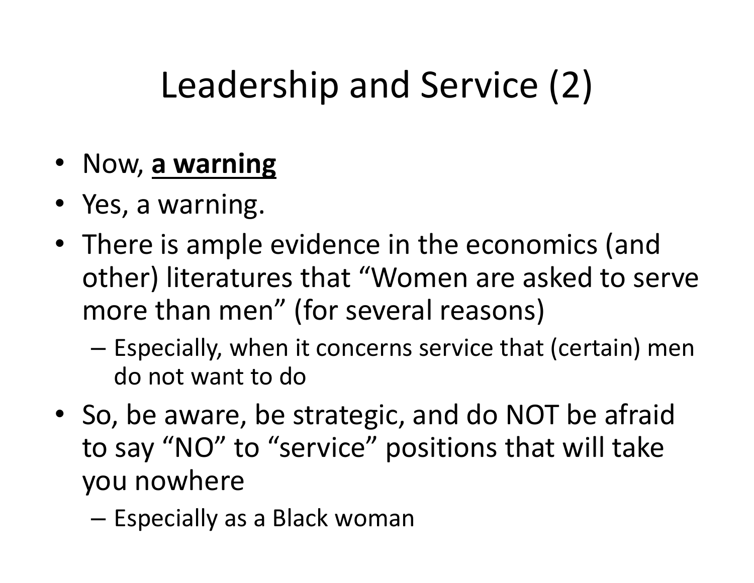# Leadership and Service (2)

- Now, **<u>a warning</u>**
- Yes, a warning.
- There is ample evidence in the economics (and other) literatures that "Women are asked to serve more than men" (for several reasons)
  - Especially, when it concerns service that (certain) men do not want to do
- So, be aware, be strategic, and do NOT be afraid to say "NO" to "service" positions that will take you nowhere
  - Especially as a Black woman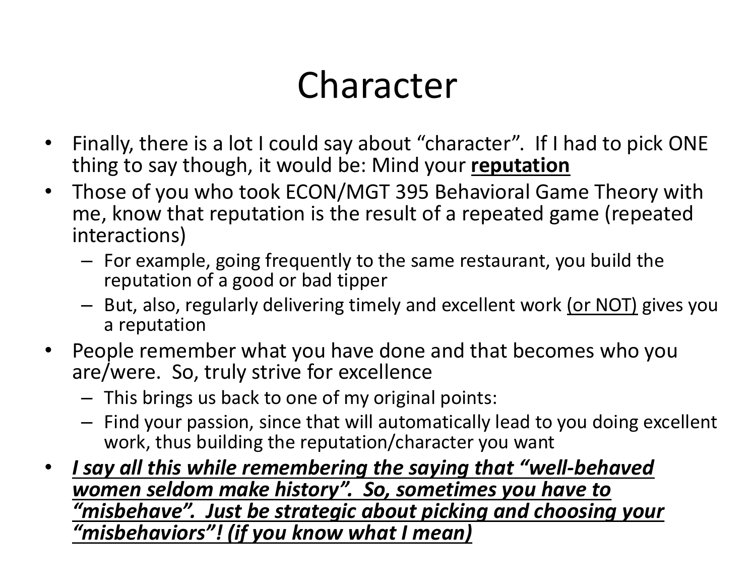# Character

- Finally, there is a lot I could say about "character". If I had to pick ONE thing to say though, it would be: Mind your **<u>reputation</u>**
- Those of you who took ECON/MGT 395 Behavioral Game Theory with me, know that reputation is the result of a repeated game (repeated interactions)
  - For example, going frequently to the same restaurant, you build the reputation of a good or bad tipper
  - But, also, regularly delivering timely and excellent work <u>(or NOT)</u> gives you a reputation
- People remember what you have done and that becomes who you are/were. So, truly strive for excellence
  - This brings us back to one of my original points:
  - Find your passion, since that will automatically lead to you doing excellent work, thus building the reputation/character you want
- ***<u>I say all this while remembering the saying that "well-behaved women seldom make history". So, sometimes you have to "misbehave". Just be strategic about picking and choosing your "misbehaviors"! (if you know what I mean)</u>***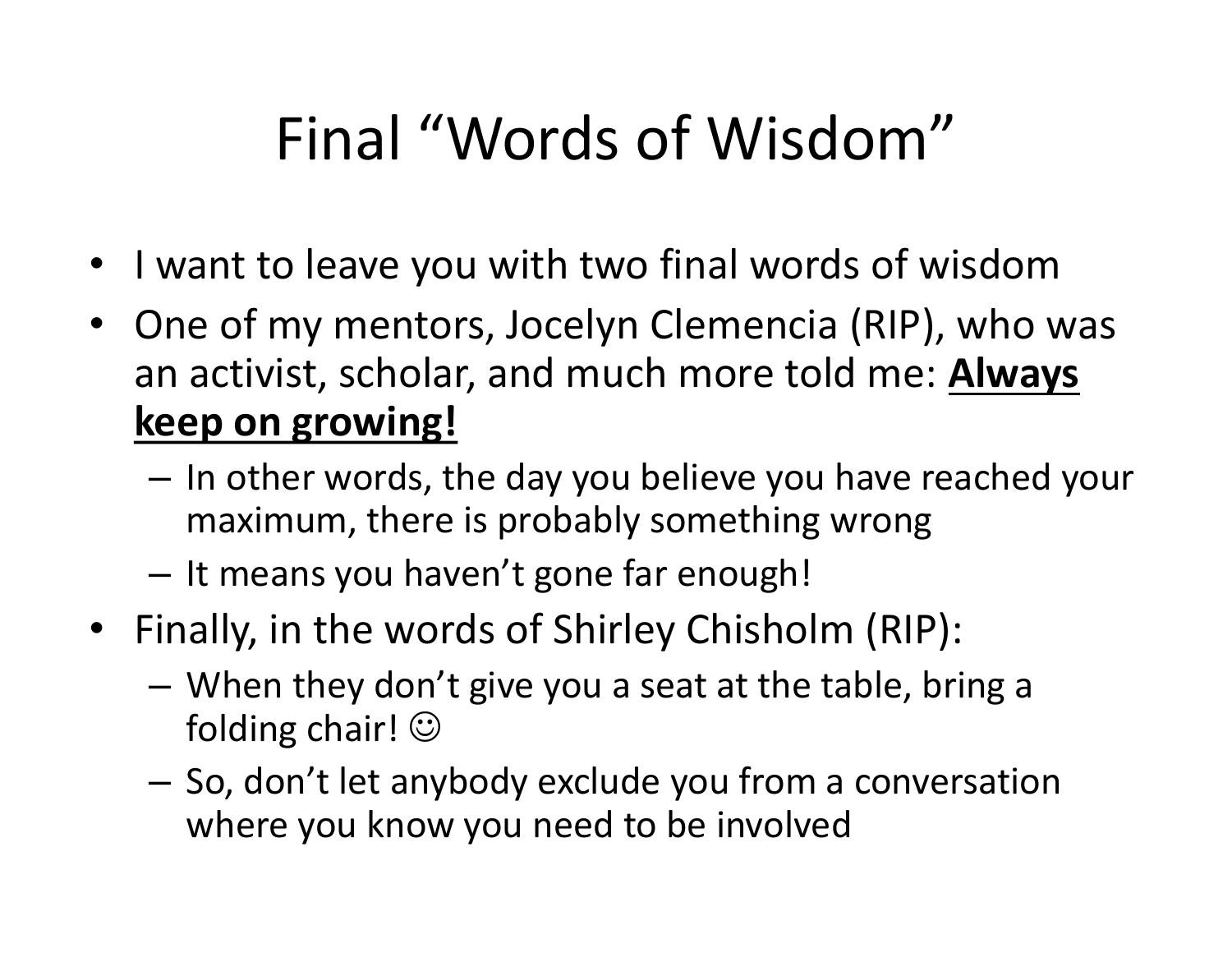# Final "Words of Wisdom"

- I want to leave you with two final words of wisdom
- One of my mentors, Jocelyn Clemencia (RIP), who was an activist, scholar, and much more told me: **<u>Always keep on growing!</u>**
  - In other words, the day you believe you have reached your maximum, there is probably something wrong
  - It means you haven't gone far enough!
- Finally, in the words of Shirley Chisholm (RIP):
  - When they don't give you a seat at the table, bring a folding chair! ☺
  - So, don't let anybody exclude you from a conversation where you know you need to be involved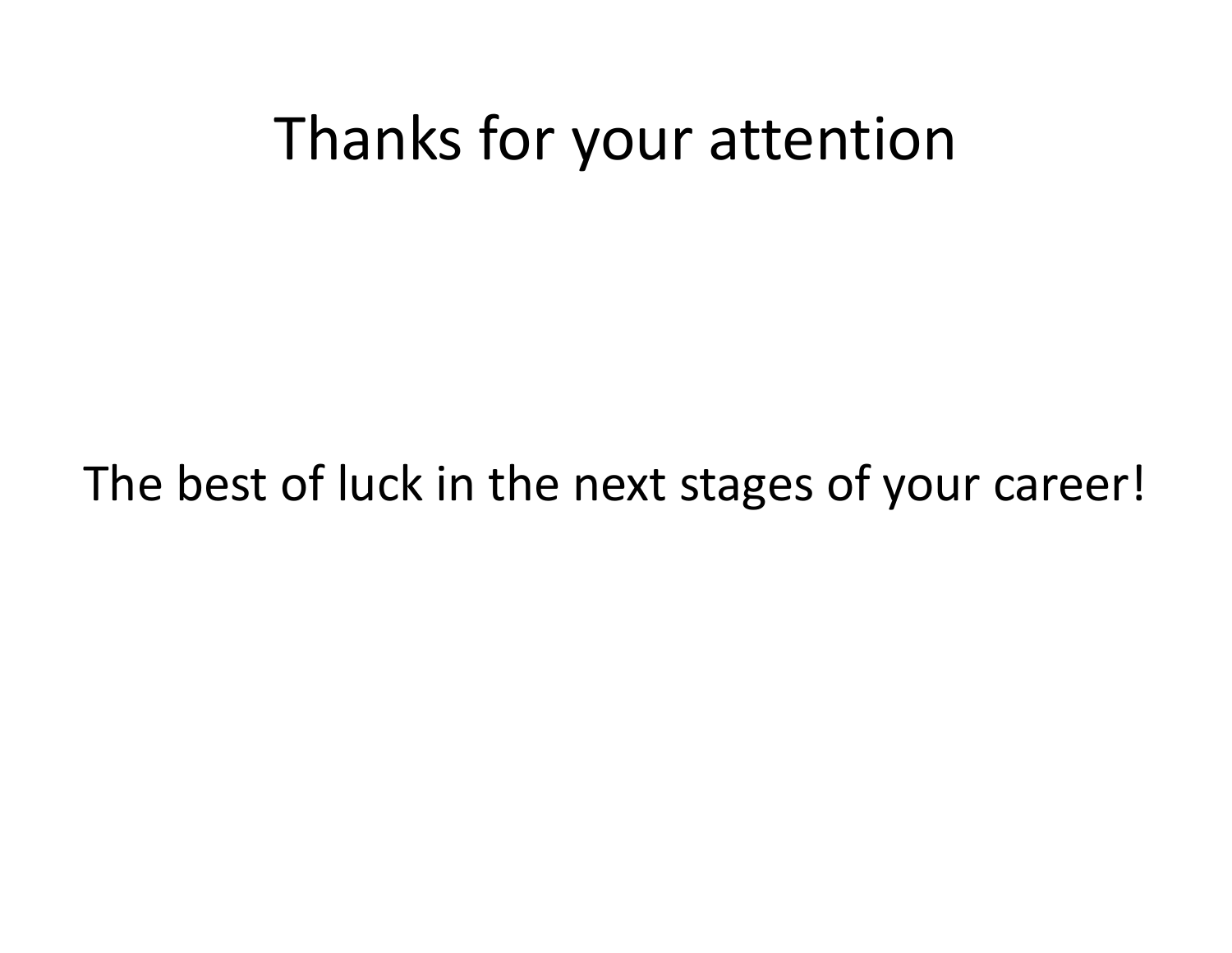# Thanks for your attention

The best of luck in the next stages of your career!